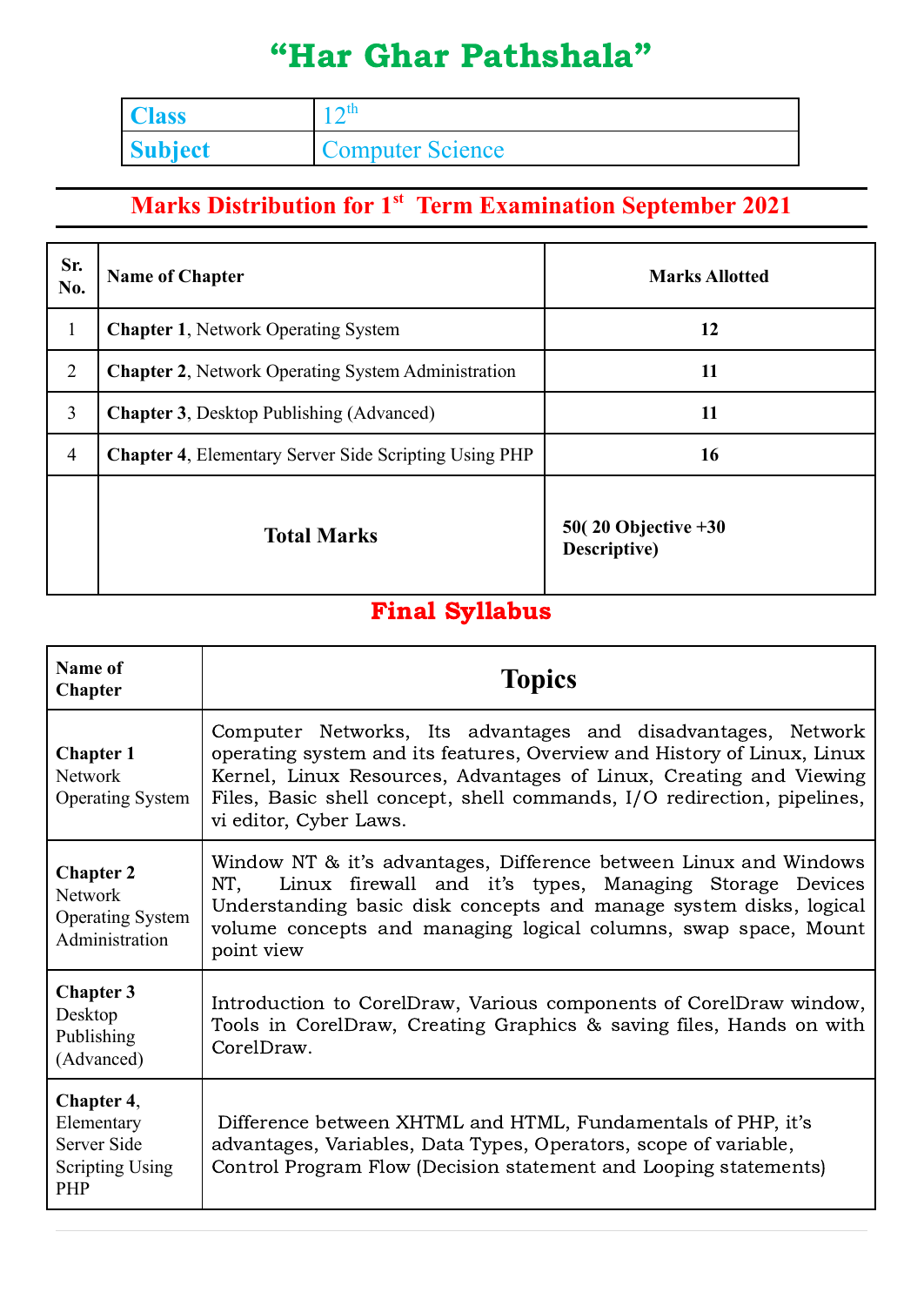# "Har Ghar Pathshala"

| Class | 12th |
|---|---|
| Subject | Computer Science |

## Marks Distribution for 1st Term Examination September 2021

| Sr. No. | Name of Chapter | Marks Allotted |
|---|---|---|
| 1 | **Chapter 1**, Network Operating System | **12** |
| 2 | **Chapter 2**, Network Operating System Administration | **11** |
| 3 | **Chapter 3**, Desktop Publishing (Advanced) | **11** |
| 4 | **Chapter 4**, Elementary Server Side Scripting Using PHP | **16** |
| | **Total Marks** | **50( 20 Objective +30 Descriptive)** |

## Final Syllabus

| Name of Chapter | Topics |
|---|---|
| **Chapter 1** Network Operating System | Computer Networks, Its advantages and disadvantages, Network operating system and its features, Overview and History of Linux, Linux Kernel, Linux Resources, Advantages of Linux, Creating and Viewing Files, Basic shell concept, shell commands, I/O redirection, pipelines, vi editor, Cyber Laws. |
| **Chapter 2** Network Operating System Administration | Window NT & it's advantages, Difference between Linux and Windows NT, Linux firewall and it's types, Managing Storage Devices Understanding basic disk concepts and manage system disks, logical volume concepts and managing logical columns, swap space, Mount point view |
| **Chapter 3** Desktop Publishing (Advanced) | Introduction to CorelDraw, Various components of CorelDraw window, Tools in CorelDraw, Creating Graphics & saving files, Hands on with CorelDraw. |
| **Chapter 4**, Elementary Server Side Scripting Using PHP | Difference between XHTML and HTML, Fundamentals of PHP, it's advantages, Variables, Data Types, Operators, scope of variable, Control Program Flow (Decision statement and Looping statements) |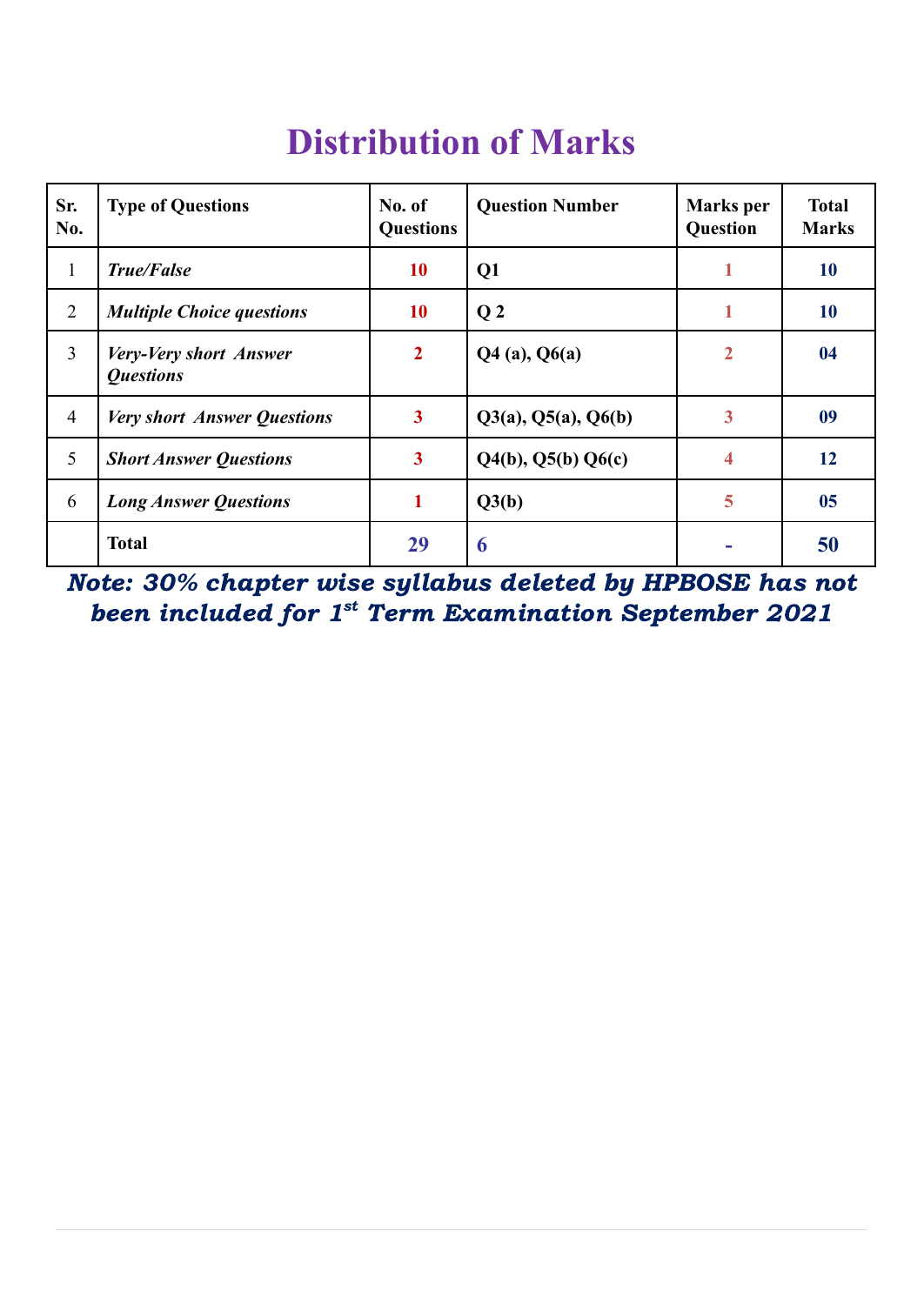# Distribution of Marks

| Sr. No. | Type of Questions | No. of Questions | Question Number | Marks per Question | Total Marks |
|---|---|---|---|---|---|
| 1 | *True/False* | 10 | Q1 | 1 | 10 |
| 2 | *Multiple Choice questions* | 10 | Q 2 | 1 | 10 |
| 3 | *Very-Very short Answer Questions* | 2 | Q4 (a), Q6(a) | 2 | 04 |
| 4 | *Very short Answer Questions* | 3 | Q3(a), Q5(a), Q6(b) | 3 | 09 |
| 5 | *Short Answer Questions* | 3 | Q4(b), Q5(b) Q6(c) | 4 | 12 |
| 6 | *Long Answer Questions* | 1 | Q3(b) | 5 | 05 |
| | **Total** | 29 | 6 | - | 50 |

***Note: 30% chapter wise syllabus deleted by HPBOSE has not been included for 1st Term Examination September 2021***